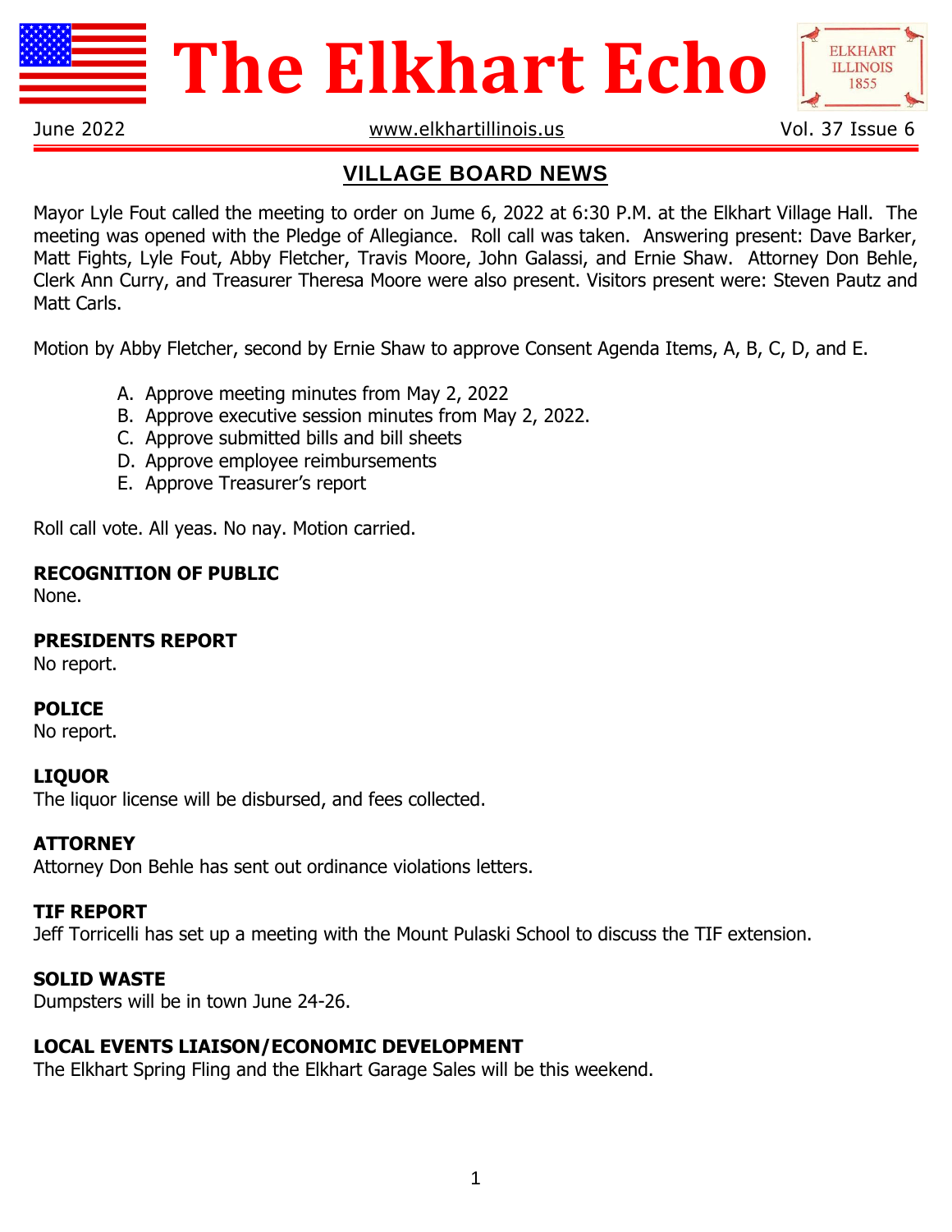# The Elkhart Echo

June 2022 | www.elkhartillinois.us | Vol. 37 Issue 6

## VILLAGE BOARD NEWS

Mayor Lyle Fout called the meeting to order on Jume 6, 2022 at 6:30 P.M. at the Elkhart Village Hall. The meeting was opened with the Pledge of Allegiance. Roll call was taken. Answering present: Dave Barker, Matt Fights, Lyle Fout, Abby Fletcher, Travis Moore, John Galassi, and Ernie Shaw. Attorney Don Behle, Clerk Ann Curry, and Treasurer Theresa Moore were also present. Visitors present were: Steven Pautz and Matt Carls.

Motion by Abby Fletcher, second by Ernie Shaw to approve Consent Agenda Items, A, B, C, D, and E.

A. Approve meeting minutes from May 2, 2022
B. Approve executive session minutes from May 2, 2022.
C. Approve submitted bills and bill sheets
D. Approve employee reimbursements
E. Approve Treasurer's report

Roll call vote. All yeas. No nay. Motion carried.

**RECOGNITION OF PUBLIC**
None.

**PRESIDENTS REPORT**
No report.

**POLICE**
No report.

**LIQUOR**
The liquor license will be disbursed, and fees collected.

**ATTORNEY**
Attorney Don Behle has sent out ordinance violations letters.

**TIF REPORT**
Jeff Torricelli has set up a meeting with the Mount Pulaski School to discuss the TIF extension.

**SOLID WASTE**
Dumpsters will be in town June 24-26.

**LOCAL EVENTS LIAISON/ECONOMIC DEVELOPMENT**
The Elkhart Spring Fling and the Elkhart Garage Sales will be this weekend.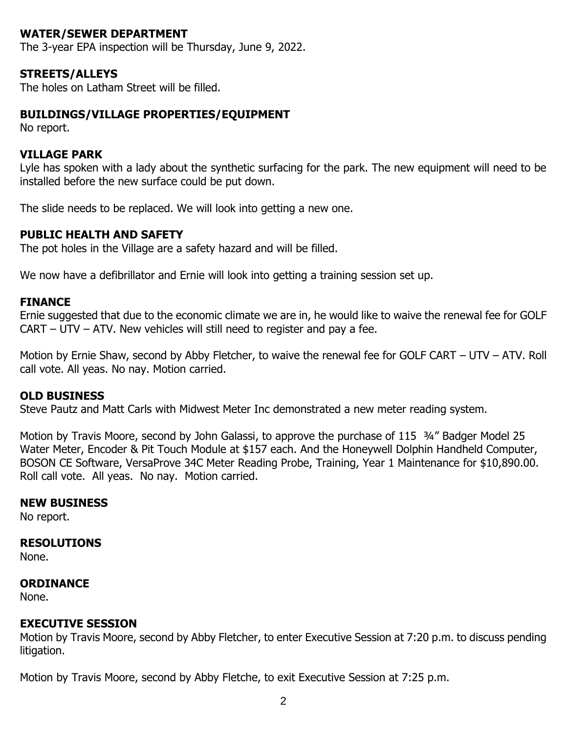## WATER/SEWER DEPARTMENT

The 3-year EPA inspection will be Thursday, June 9, 2022.

## STREETS/ALLEYS

The holes on Latham Street will be filled.

## BUILDINGS/VILLAGE PROPERTIES/EQUIPMENT

No report.

## VILLAGE PARK

Lyle has spoken with a lady about the synthetic surfacing for the park. The new equipment will need to be installed before the new surface could be put down.

The slide needs to be replaced. We will look into getting a new one.

## PUBLIC HEALTH AND SAFETY

The pot holes in the Village are a safety hazard and will be filled.

We now have a defibrillator and Ernie will look into getting a training session set up.

## FINANCE

Ernie suggested that due to the economic climate we are in, he would like to waive the renewal fee for GOLF CART – UTV – ATV. New vehicles will still need to register and pay a fee.

Motion by Ernie Shaw, second by Abby Fletcher, to waive the renewal fee for GOLF CART – UTV – ATV. Roll call vote. All yeas. No nay. Motion carried.

## OLD BUSINESS

Steve Pautz and Matt Carls with Midwest Meter Inc demonstrated a new meter reading system.

Motion by Travis Moore, second by John Galassi, to approve the purchase of 115 ¾" Badger Model 25 Water Meter, Encoder & Pit Touch Module at $157 each. And the Honeywell Dolphin Handheld Computer, BOSON CE Software, VersaProve 34C Meter Reading Probe, Training, Year 1 Maintenance for $10,890.00. Roll call vote. All yeas. No nay. Motion carried.

## NEW BUSINESS

No report.

## RESOLUTIONS

None.

## ORDINANCE

None.

## EXECUTIVE SESSION

Motion by Travis Moore, second by Abby Fletcher, to enter Executive Session at 7:20 p.m. to discuss pending litigation.

Motion by Travis Moore, second by Abby Fletche, to exit Executive Session at 7:25 p.m.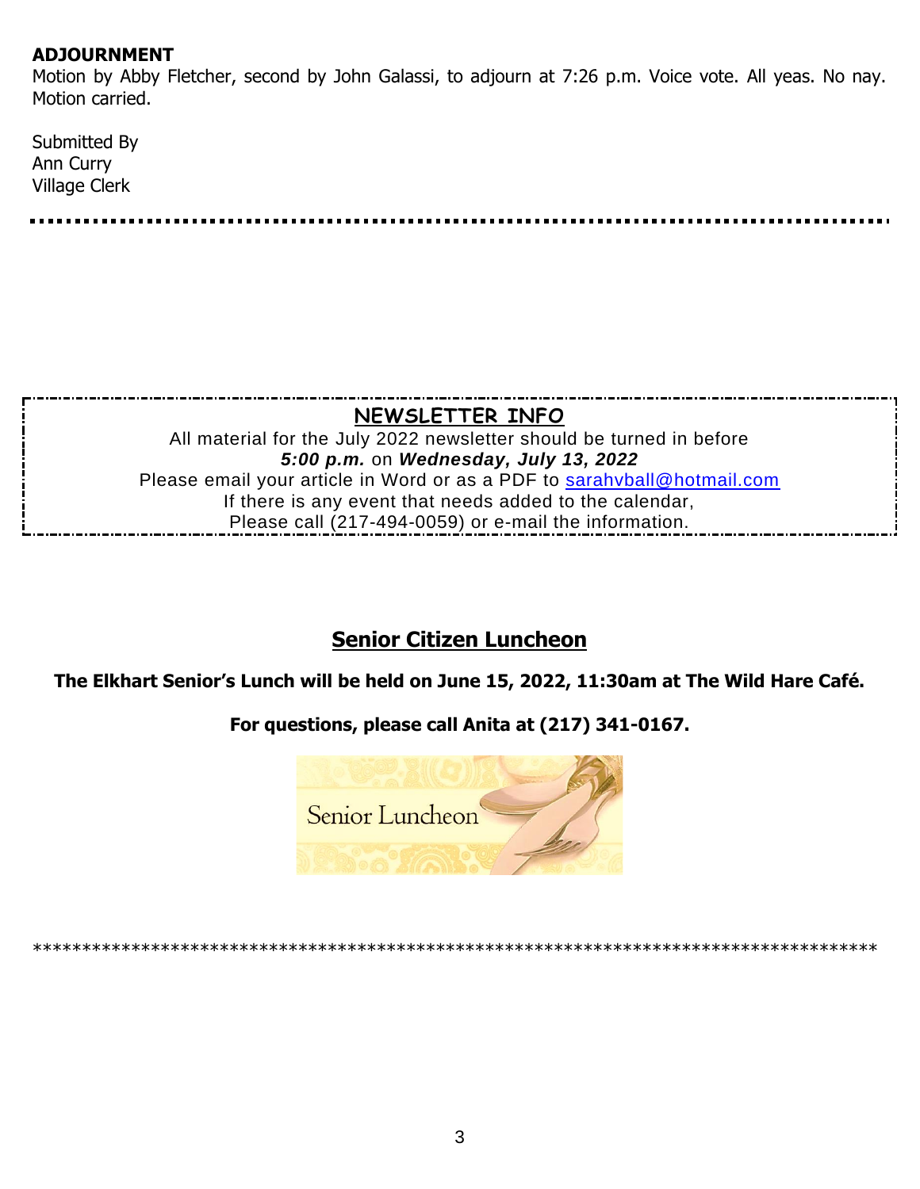**ADJOURNMENT**
Motion by Abby Fletcher, second by John Galassi, to adjourn at 7:26 p.m. Voice vote. All yeas. No nay. Motion carried.

Submitted By
Ann Curry
Village Clerk

---

## NEWSLETTER INFO

All material for the July 2022 newsletter should be turned in before
***5:00 p.m.*** on ***Wednesday, July 13, 2022***
Please email your article in Word or as a PDF to sarahvball@hotmail.com
If there is any event that needs added to the calendar,
Please call (217-494-0059) or e-mail the information.

## Senior Citizen Luncheon

**The Elkhart Senior's Lunch will be held on June 15, 2022, 11:30am at The Wild Hare Café.**

**For questions, please call Anita at (217) 341-0167.**

Senior Luncheon

\*\*\*\*\*\*\*\*\*\*\*\*\*\*\*\*\*\*\*\*\*\*\*\*\*\*\*\*\*\*\*\*\*\*\*\*\*\*\*\*\*\*\*\*\*\*\*\*\*\*\*\*\*\*\*\*\*\*\*\*\*\*\*\*\*\*\*\*\*\*\*\*\*\*\*\*\*\*\*\*\*\*\*\*\*\*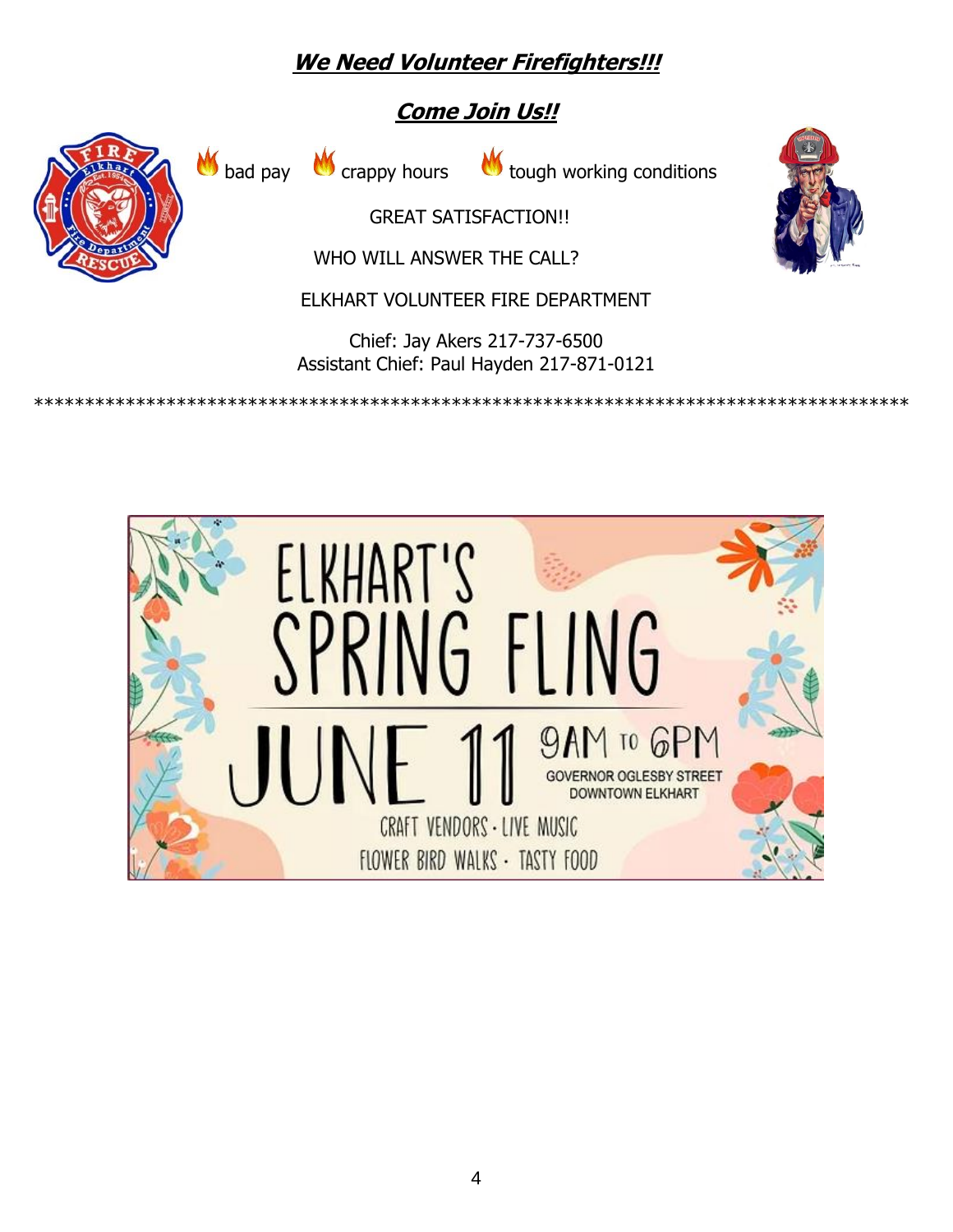## ***We Need Volunteer Firefighters!!!***

## ***Come Join Us!!***

bad pay crappy hours tough working conditions

GREAT SATISFACTION!!

WHO WILL ANSWER THE CALL?

ELKHART VOLUNTEER FIRE DEPARTMENT

Chief: Jay Akers 217-737-6500
Assistant Chief: Paul Hayden 217-871-0121

**************************************************************************************

ELKHART'S SPRING FLING

JUNE 11 9AM TO 6PM

GOVERNOR OGLESBY STREET
DOWNTOWN ELKHART

CRAFT VENDORS · LIVE MUSIC
FLOWER BIRD WALKS · TASTY FOOD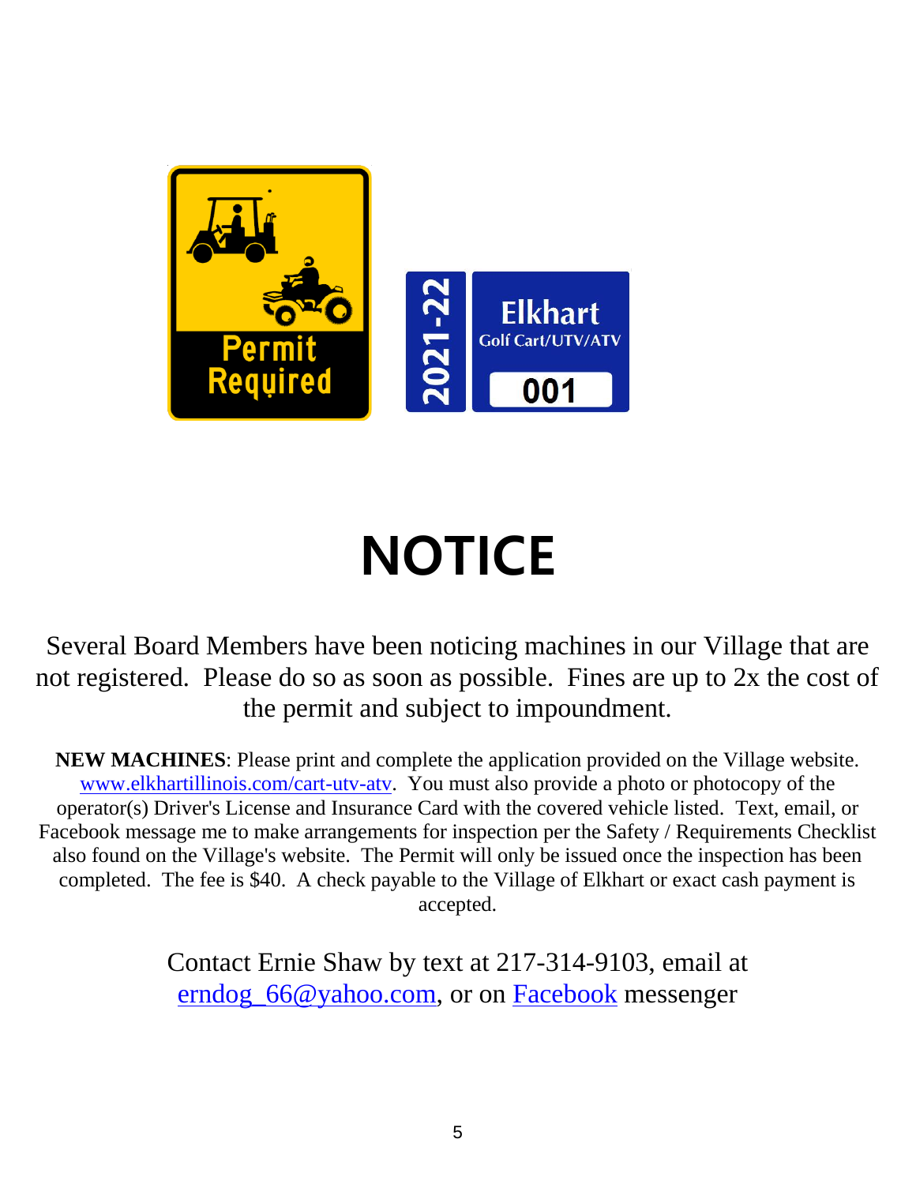# NOTICE

Several Board Members have been noticing machines in our Village that are not registered. Please do so as soon as possible. Fines are up to 2x the cost of the permit and subject to impoundment.

**NEW MACHINES**: Please print and complete the application provided on the Village website. www.elkhartillinois.com/cart-utv-atv. You must also provide a photo or photocopy of the operator(s) Driver's License and Insurance Card with the covered vehicle listed. Text, email, or Facebook message me to make arrangements for inspection per the Safety / Requirements Checklist also found on the Village's website. The Permit will only be issued once the inspection has been completed. The fee is $40. A check payable to the Village of Elkhart or exact cash payment is accepted.

Contact Ernie Shaw by text at 217-314-9103, email at erndog_66@yahoo.com, or on Facebook messenger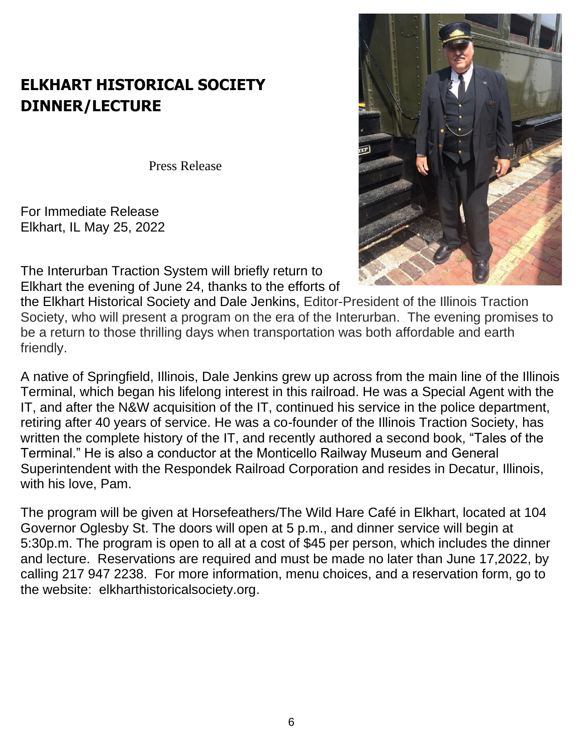# ELKHART HISTORICAL SOCIETY DINNER/LECTURE

Press Release

For Immediate Release
Elkhart, IL May 25, 2022

The Interurban Traction System will briefly return to Elkhart the evening of June 24, thanks to the efforts of the Elkhart Historical Society and Dale Jenkins, Editor-President of the Illinois Traction Society, who will present a program on the era of the Interurban. The evening promises to be a return to those thrilling days when transportation was both affordable and earth friendly.

A native of Springfield, Illinois, Dale Jenkins grew up across from the main line of the Illinois Terminal, which began his lifelong interest in this railroad. He was a Special Agent with the IT, and after the N&W acquisition of the IT, continued his service in the police department, retiring after 40 years of service. He was a co-founder of the Illinois Traction Society, has written the complete history of the IT, and recently authored a second book, "Tales of the Terminal." He is also a conductor at the Monticello Railway Museum and General Superintendent with the Respondek Railroad Corporation and resides in Decatur, Illinois, with his love, Pam.

The program will be given at Horsefeathers/The Wild Hare Café in Elkhart, located at 104 Governor Oglesby St. The doors will open at 5 p.m., and dinner service will begin at 5:30p.m. The program is open to all at a cost of $45 per person, which includes the dinner and lecture. Reservations are required and must be made no later than June 17,2022, by calling 217 947 2238. For more information, menu choices, and a reservation form, go to the website: elkharthistoricalsociety.org.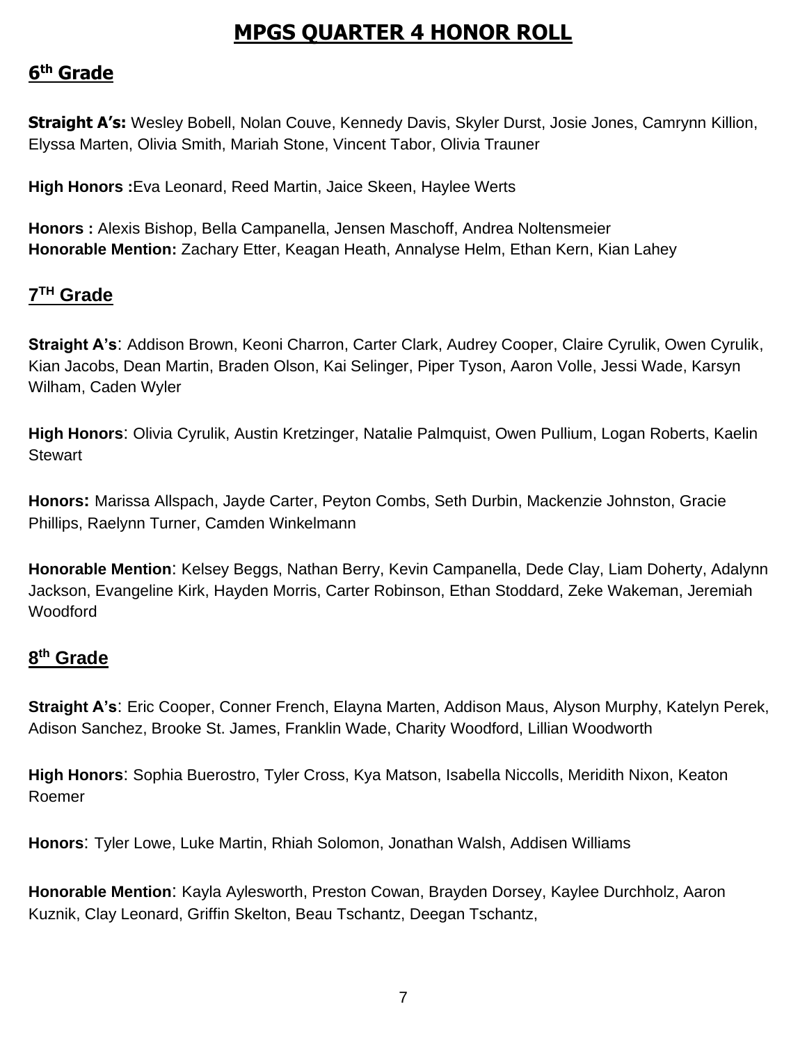# MPGS QUARTER 4 HONOR ROLL

## 6th Grade

**Straight A's:** Wesley Bobell, Nolan Couve, Kennedy Davis, Skyler Durst, Josie Jones, Camrynn Killion, Elyssa Marten, Olivia Smith, Mariah Stone, Vincent Tabor, Olivia Trauner

**High Honors :**Eva Leonard, Reed Martin, Jaice Skeen, Haylee Werts

**Honors :** Alexis Bishop, Bella Campanella, Jensen Maschoff, Andrea Noltensmeier
**Honorable Mention:** Zachary Etter, Keagan Heath, Annalyse Helm, Ethan Kern, Kian Lahey

## 7TH Grade

**Straight A's**: Addison Brown, Keoni Charron, Carter Clark, Audrey Cooper, Claire Cyrulik, Owen Cyrulik, Kian Jacobs, Dean Martin, Braden Olson, Kai Selinger, Piper Tyson, Aaron Volle, Jessi Wade, Karsyn Wilham, Caden Wyler

**High Honors**: Olivia Cyrulik, Austin Kretzinger, Natalie Palmquist, Owen Pullium, Logan Roberts, Kaelin Stewart

**Honors:** Marissa Allspach, Jayde Carter, Peyton Combs, Seth Durbin, Mackenzie Johnston, Gracie Phillips, Raelynn Turner, Camden Winkelmann

**Honorable Mention**: Kelsey Beggs, Nathan Berry, Kevin Campanella, Dede Clay, Liam Doherty, Adalynn Jackson, Evangeline Kirk, Hayden Morris, Carter Robinson, Ethan Stoddard, Zeke Wakeman, Jeremiah Woodford

## 8th Grade

**Straight A's**: Eric Cooper, Conner French, Elayna Marten, Addison Maus, Alyson Murphy, Katelyn Perek, Adison Sanchez, Brooke St. James, Franklin Wade, Charity Woodford, Lillian Woodworth

**High Honors**: Sophia Buerostro, Tyler Cross, Kya Matson, Isabella Niccolls, Meridith Nixon, Keaton Roemer

**Honors**: Tyler Lowe, Luke Martin, Rhiah Solomon, Jonathan Walsh, Addisen Williams

**Honorable Mention**: Kayla Aylesworth, Preston Cowan, Brayden Dorsey, Kaylee Durchholz, Aaron Kuznik, Clay Leonard, Griffin Skelton, Beau Tschantz, Deegan Tschantz,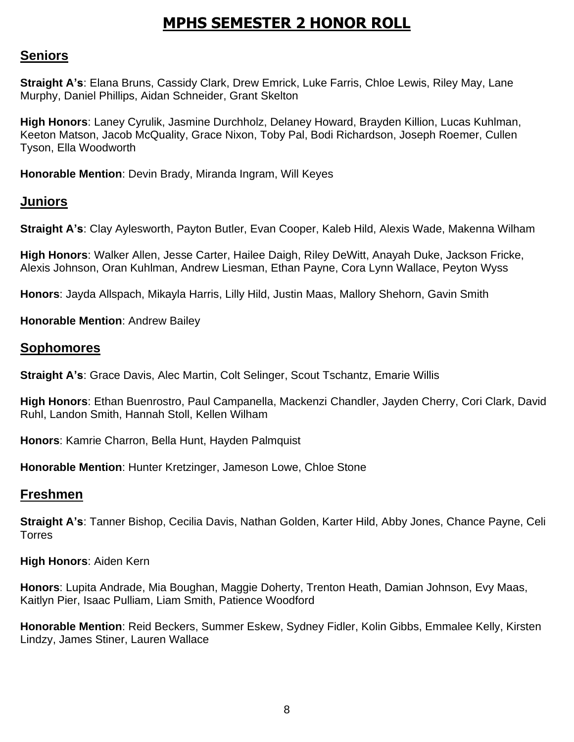# MPHS SEMESTER 2 HONOR ROLL

## Seniors

**Straight A's**: Elana Bruns, Cassidy Clark, Drew Emrick, Luke Farris, Chloe Lewis, Riley May, Lane Murphy, Daniel Phillips, Aidan Schneider, Grant Skelton

**High Honors**: Laney Cyrulik, Jasmine Durchholz, Delaney Howard, Brayden Killion, Lucas Kuhlman, Keeton Matson, Jacob McQuality, Grace Nixon, Toby Pal, Bodi Richardson, Joseph Roemer, Cullen Tyson, Ella Woodworth

**Honorable Mention**: Devin Brady, Miranda Ingram, Will Keyes

## Juniors

**Straight A's**: Clay Aylesworth, Payton Butler, Evan Cooper, Kaleb Hild, Alexis Wade, Makenna Wilham

**High Honors**: Walker Allen, Jesse Carter, Hailee Daigh, Riley DeWitt, Anayah Duke, Jackson Fricke, Alexis Johnson, Oran Kuhlman, Andrew Liesman, Ethan Payne, Cora Lynn Wallace, Peyton Wyss

**Honors**: Jayda Allspach, Mikayla Harris, Lilly Hild, Justin Maas, Mallory Shehorn, Gavin Smith

**Honorable Mention**: Andrew Bailey

## Sophomores

**Straight A's**: Grace Davis, Alec Martin, Colt Selinger, Scout Tschantz, Emarie Willis

**High Honors**: Ethan Buenrostro, Paul Campanella, Mackenzi Chandler, Jayden Cherry, Cori Clark, David Ruhl, Landon Smith, Hannah Stoll, Kellen Wilham

**Honors**: Kamrie Charron, Bella Hunt, Hayden Palmquist

**Honorable Mention**: Hunter Kretzinger, Jameson Lowe, Chloe Stone

## Freshmen

**Straight A's**: Tanner Bishop, Cecilia Davis, Nathan Golden, Karter Hild, Abby Jones, Chance Payne, Celi Torres

**High Honors**: Aiden Kern

**Honors**: Lupita Andrade, Mia Boughan, Maggie Doherty, Trenton Heath, Damian Johnson, Evy Maas, Kaitlyn Pier, Isaac Pulliam, Liam Smith, Patience Woodford

**Honorable Mention**: Reid Beckers, Summer Eskew, Sydney Fidler, Kolin Gibbs, Emmalee Kelly, Kirsten Lindzy, James Stiner, Lauren Wallace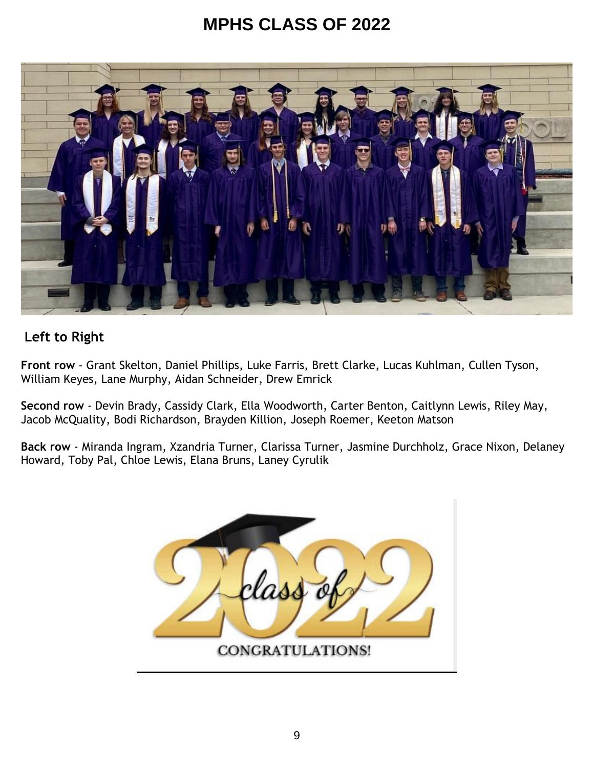# MPHS CLASS OF 2022

## Left to Right

**Front row** - Grant Skelton, Daniel Phillips, Luke Farris, Brett Clarke, Lucas Kuhlman, Cullen Tyson, William Keyes, Lane Murphy, Aidan Schneider, Drew Emrick

**Second row** - Devin Brady, Cassidy Clark, Ella Woodworth, Carter Benton, Caitlynn Lewis, Riley May, Jacob McQuality, Bodi Richardson, Brayden Killion, Joseph Roemer, Keeton Matson

**Back row** - Miranda Ingram, Xzandria Turner, Clarissa Turner, Jasmine Durchholz, Grace Nixon, Delaney Howard, Toby Pal, Chloe Lewis, Elana Bruns, Laney Cyrulik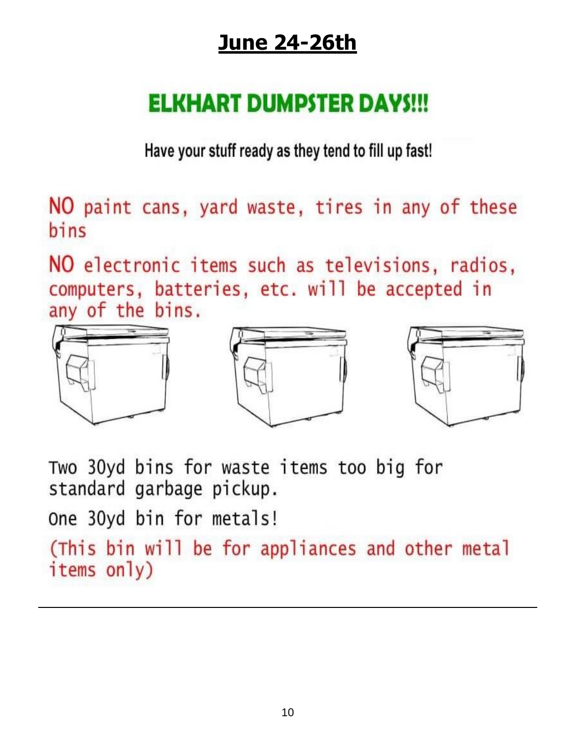## **June 24-26th**

# ELKHART DUMPSTER DAYS!!!

Have your stuff ready as they tend to fill up fast!

NO paint cans, yard waste, tires in any of these bins

NO electronic items such as televisions, radios, computers, batteries, etc. will be accepted in any of the bins.

Two 30yd bins for waste items too big for standard garbage pickup.

One 30yd bin for metals!

(This bin will be for appliances and other metal items only)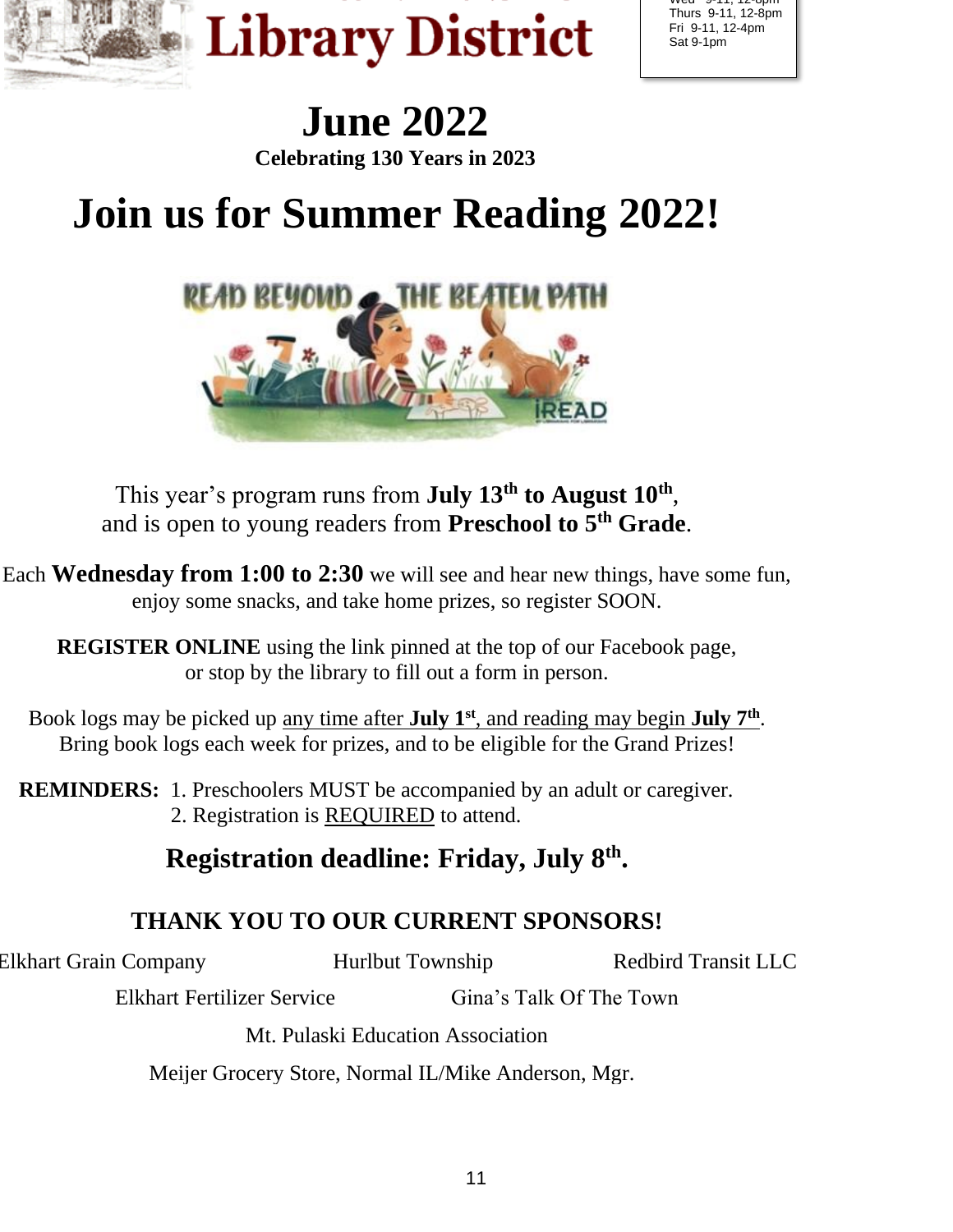# Library District

Wed 9-11, 12-8pm
Thurs 9-11, 12-8pm
Fri 9-11, 12-4pm
Sat 9-1pm

# June 2022

**Celebrating 130 Years in 2023**

# Join us for Summer Reading 2022!

READ BEYOND THE BEATEN PATH

iREAD

This year's program runs from **July 13th to August 10th**, and is open to young readers from **Preschool to 5th Grade**.

Each **Wednesday from 1:00 to 2:30** we will see and hear new things, have some fun, enjoy some snacks, and take home prizes, so register SOON.

**REGISTER ONLINE** using the link pinned at the top of our Facebook page, or stop by the library to fill out a form in person.

Book logs may be picked up any time after **July 1st**, and reading may begin **July 7th**. Bring book logs each week for prizes, and to be eligible for the Grand Prizes!

**REMINDERS:**
1. Preschoolers MUST be accompanied by an adult or caregiver.
2. Registration is REQUIRED to attend.

## Registration deadline: Friday, July 8th.

## THANK YOU TO OUR CURRENT SPONSORS!

Elkhart Grain Company
Hurlbut Township
Redbird Transit LLC
Elkhart Fertilizer Service
Gina's Talk Of The Town
Mt. Pulaski Education Association
Meijer Grocery Store, Normal IL/Mike Anderson, Mgr.